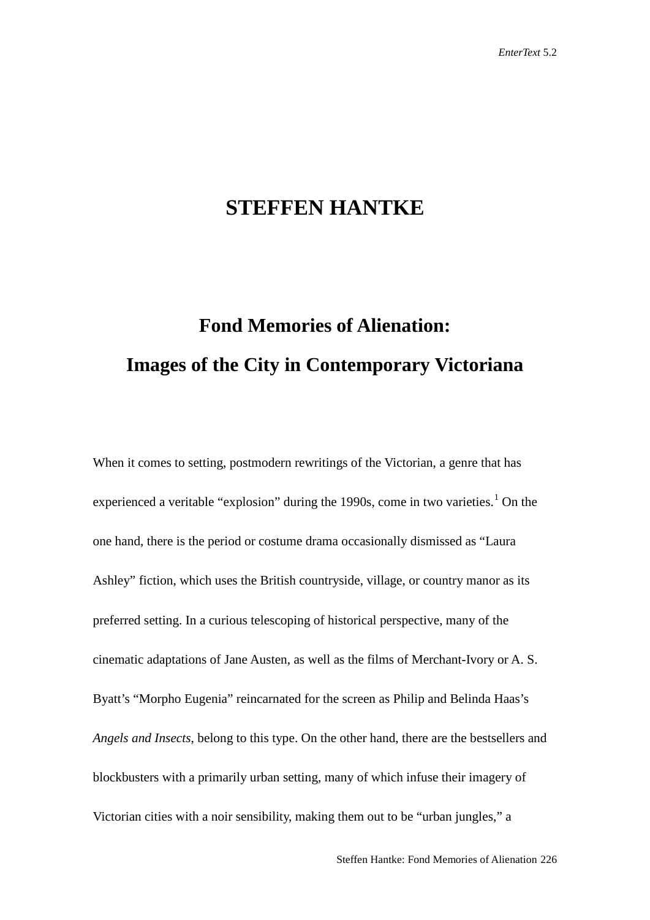# STEFFEN HANTKE

## Fond Memories of Alienation: Images of the City in Contemporary Victoriana

When it comes to setting, postmodern rewritings of the Victorian, a genre that has experienced a veritable "explosion" during the 1990s, come in two varieties.[1] On the one hand, there is the period or costume drama occasionally dismissed as "Laura Ashley" fiction, which uses the British countryside, village, or country manor as its preferred setting. In a curious telescoping of historical perspective, many of the cinematic adaptations of Jane Austen, as well as the films of Merchant-Ivory or A. S. Byatt's "Morpho Eugenia" reincarnated for the screen as Philip and Belinda Haas's *Angels and Insects*, belong to this type. On the other hand, there are the bestsellers and blockbusters with a primarily urban setting, many of which infuse their imagery of Victorian cities with a noir sensibility, making them out to be "urban jungles," a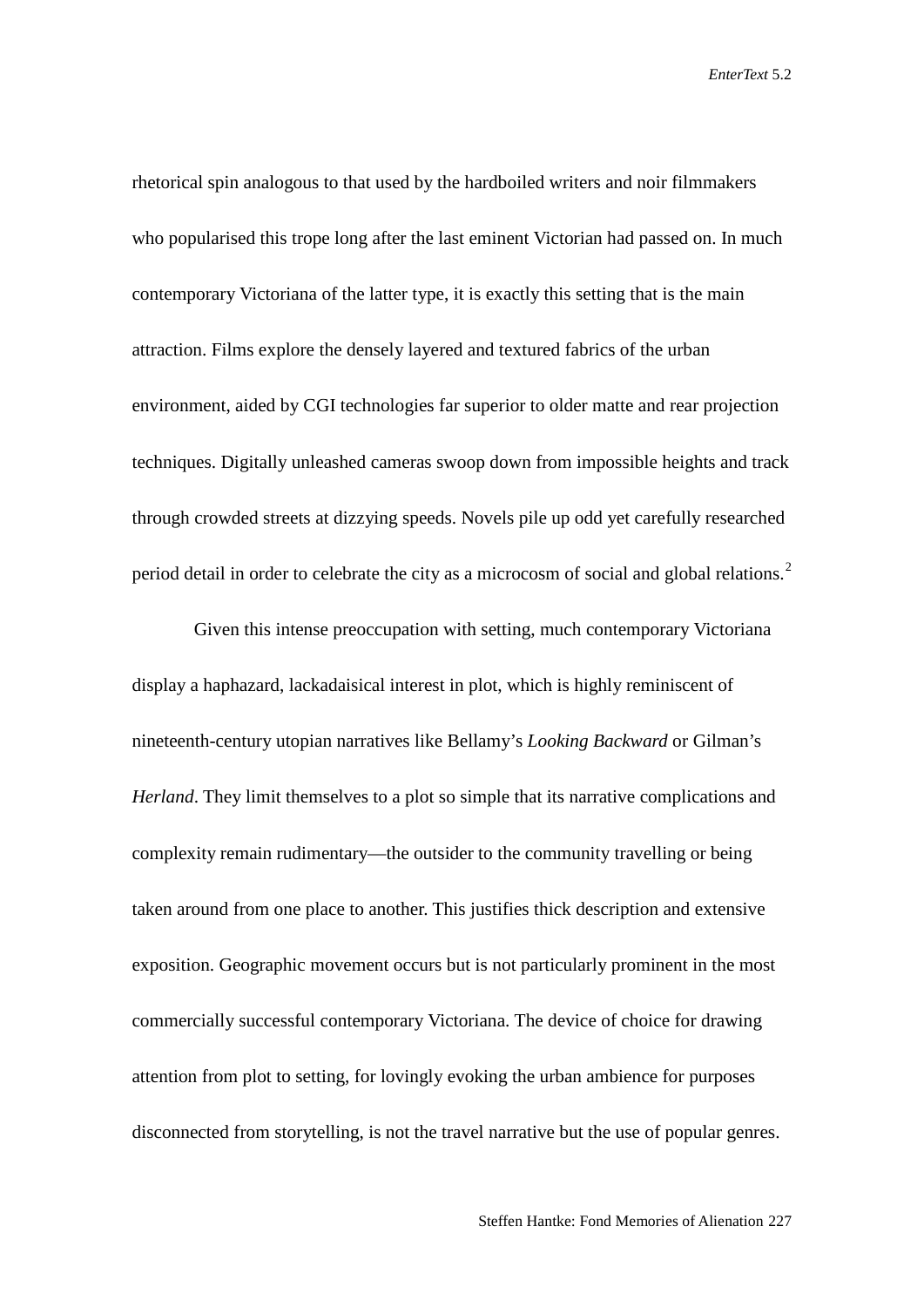rhetorical spin analogous to that used by the hardboiled writers and noir filmmakers who popularised this trope long after the last eminent Victorian had passed on. In much contemporary Victoriana of the latter type, it is exactly this setting that is the main attraction. Films explore the densely layered and textured fabrics of the urban environment, aided by CGI technologies far superior to older matte and rear projection techniques. Digitally unleashed cameras swoop down from impossible heights and track through crowded streets at dizzying speeds. Novels pile up odd yet carefully researched period detail in order to celebrate the city as a microcosm of social and global relations.[2]

Given this intense preoccupation with setting, much contemporary Victoriana display a haphazard, lackadaisical interest in plot, which is highly reminiscent of nineteenth-century utopian narratives like Bellamy's *Looking Backward* or Gilman's *Herland*. They limit themselves to a plot so simple that its narrative complications and complexity remain rudimentary—the outsider to the community travelling or being taken around from one place to another. This justifies thick description and extensive exposition. Geographic movement occurs but is not particularly prominent in the most commercially successful contemporary Victoriana. The device of choice for drawing attention from plot to setting, for lovingly evoking the urban ambience for purposes disconnected from storytelling, is not the travel narrative but the use of popular genres.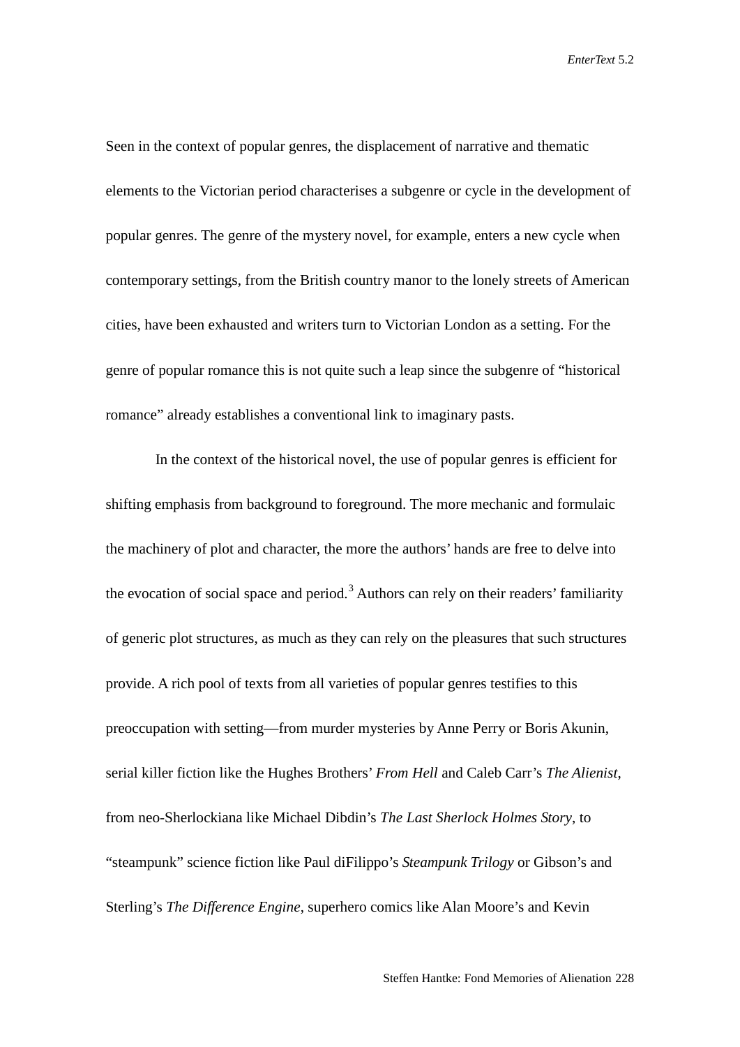Seen in the context of popular genres, the displacement of narrative and thematic elements to the Victorian period characterises a subgenre or cycle in the development of popular genres. The genre of the mystery novel, for example, enters a new cycle when contemporary settings, from the British country manor to the lonely streets of American cities, have been exhausted and writers turn to Victorian London as a setting. For the genre of popular romance this is not quite such a leap since the subgenre of "historical romance" already establishes a conventional link to imaginary pasts.

In the context of the historical novel, the use of popular genres is efficient for shifting emphasis from background to foreground. The more mechanic and formulaic the machinery of plot and character, the more the authors' hands are free to delve into the evocation of social space and period.[3] Authors can rely on their readers' familiarity of generic plot structures, as much as they can rely on the pleasures that such structures provide. A rich pool of texts from all varieties of popular genres testifies to this preoccupation with setting—from murder mysteries by Anne Perry or Boris Akunin, serial killer fiction like the Hughes Brothers' *From Hell* and Caleb Carr's *The Alienist*, from neo-Sherlockiana like Michael Dibdin's *The Last Sherlock Holmes Story*, to "steampunk" science fiction like Paul diFilippo's *Steampunk Trilogy* or Gibson's and Sterling's *The Difference Engine*, superhero comics like Alan Moore's and Kevin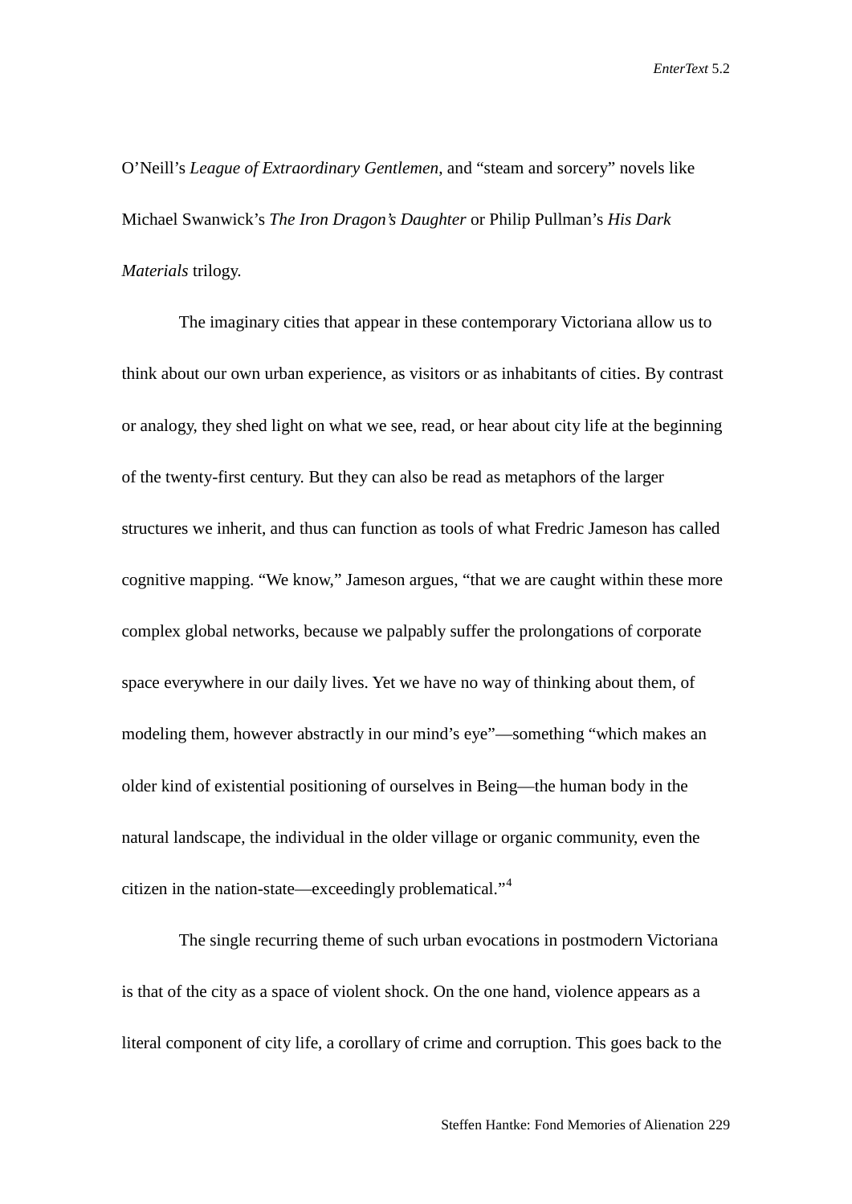O'Neill's *League of Extraordinary Gentlemen*, and "steam and sorcery" novels like Michael Swanwick's *The Iron Dragon's Daughter* or Philip Pullman's *His Dark Materials* trilogy.

The imaginary cities that appear in these contemporary Victoriana allow us to think about our own urban experience, as visitors or as inhabitants of cities. By contrast or analogy, they shed light on what we see, read, or hear about city life at the beginning of the twenty-first century. But they can also be read as metaphors of the larger structures we inherit, and thus can function as tools of what Fredric Jameson has called cognitive mapping. "We know," Jameson argues, "that we are caught within these more complex global networks, because we palpably suffer the prolongations of corporate space everywhere in our daily lives. Yet we have no way of thinking about them, of modeling them, however abstractly in our mind's eye"—something "which makes an older kind of existential positioning of ourselves in Being—the human body in the natural landscape, the individual in the older village or organic community, even the citizen in the nation-state—exceedingly problematical."[4]

The single recurring theme of such urban evocations in postmodern Victoriana is that of the city as a space of violent shock. On the one hand, violence appears as a literal component of city life, a corollary of crime and corruption. This goes back to the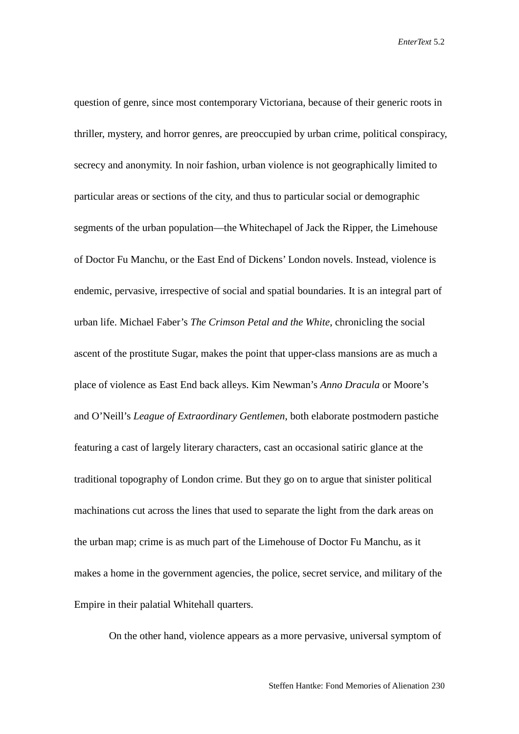question of genre, since most contemporary Victoriana, because of their generic roots in thriller, mystery, and horror genres, are preoccupied by urban crime, political conspiracy, secrecy and anonymity. In noir fashion, urban violence is not geographically limited to particular areas or sections of the city, and thus to particular social or demographic segments of the urban population—the Whitechapel of Jack the Ripper, the Limehouse of Doctor Fu Manchu, or the East End of Dickens' London novels. Instead, violence is endemic, pervasive, irrespective of social and spatial boundaries. It is an integral part of urban life. Michael Faber's *The Crimson Petal and the White*, chronicling the social ascent of the prostitute Sugar, makes the point that upper-class mansions are as much a place of violence as East End back alleys. Kim Newman's *Anno Dracula* or Moore's and O'Neill's *League of Extraordinary Gentlemen*, both elaborate postmodern pastiche featuring a cast of largely literary characters, cast an occasional satiric glance at the traditional topography of London crime. But they go on to argue that sinister political machinations cut across the lines that used to separate the light from the dark areas on the urban map; crime is as much part of the Limehouse of Doctor Fu Manchu, as it makes a home in the government agencies, the police, secret service, and military of the Empire in their palatial Whitehall quarters.

On the other hand, violence appears as a more pervasive, universal symptom of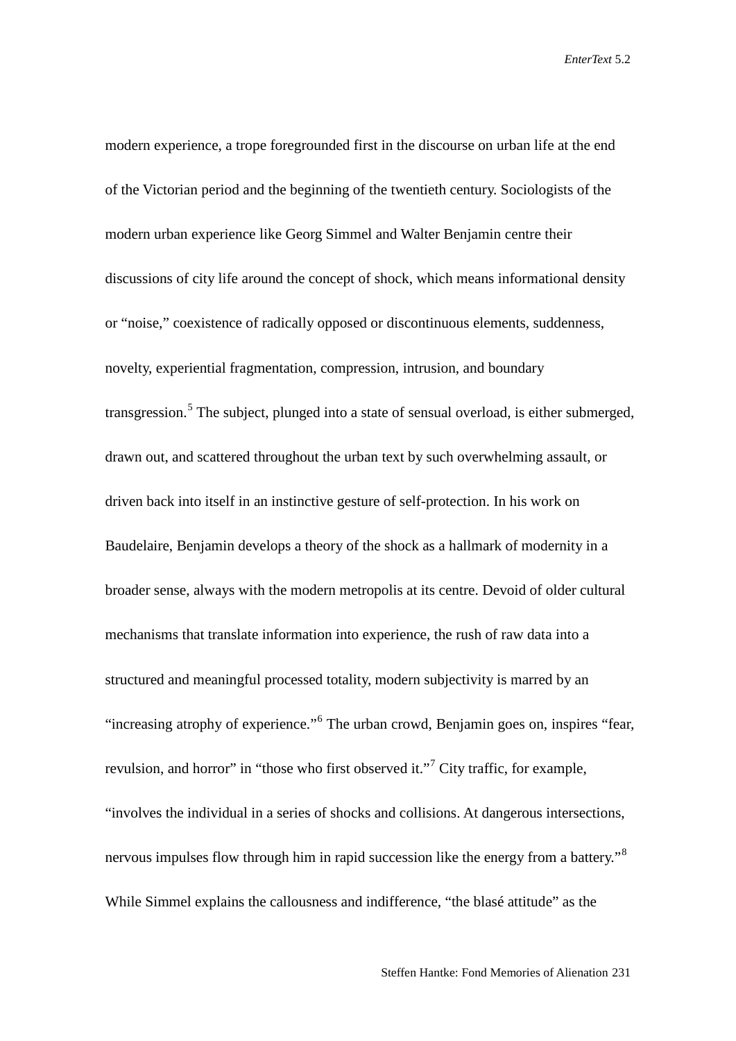modern experience, a trope foregrounded first in the discourse on urban life at the end of the Victorian period and the beginning of the twentieth century. Sociologists of the modern urban experience like Georg Simmel and Walter Benjamin centre their discussions of city life around the concept of shock, which means informational density or "noise," coexistence of radically opposed or discontinuous elements, suddenness, novelty, experiential fragmentation, compression, intrusion, and boundary transgression.[5] The subject, plunged into a state of sensual overload, is either submerged, drawn out, and scattered throughout the urban text by such overwhelming assault, or driven back into itself in an instinctive gesture of self-protection. In his work on Baudelaire, Benjamin develops a theory of the shock as a hallmark of modernity in a broader sense, always with the modern metropolis at its centre. Devoid of older cultural mechanisms that translate information into experience, the rush of raw data into a structured and meaningful processed totality, modern subjectivity is marred by an "increasing atrophy of experience."[6] The urban crowd, Benjamin goes on, inspires "fear, revulsion, and horror" in "those who first observed it."[7] City traffic, for example, "involves the individual in a series of shocks and collisions. At dangerous intersections, nervous impulses flow through him in rapid succession like the energy from a battery."[8] While Simmel explains the callousness and indifference, "the blasé attitude" as the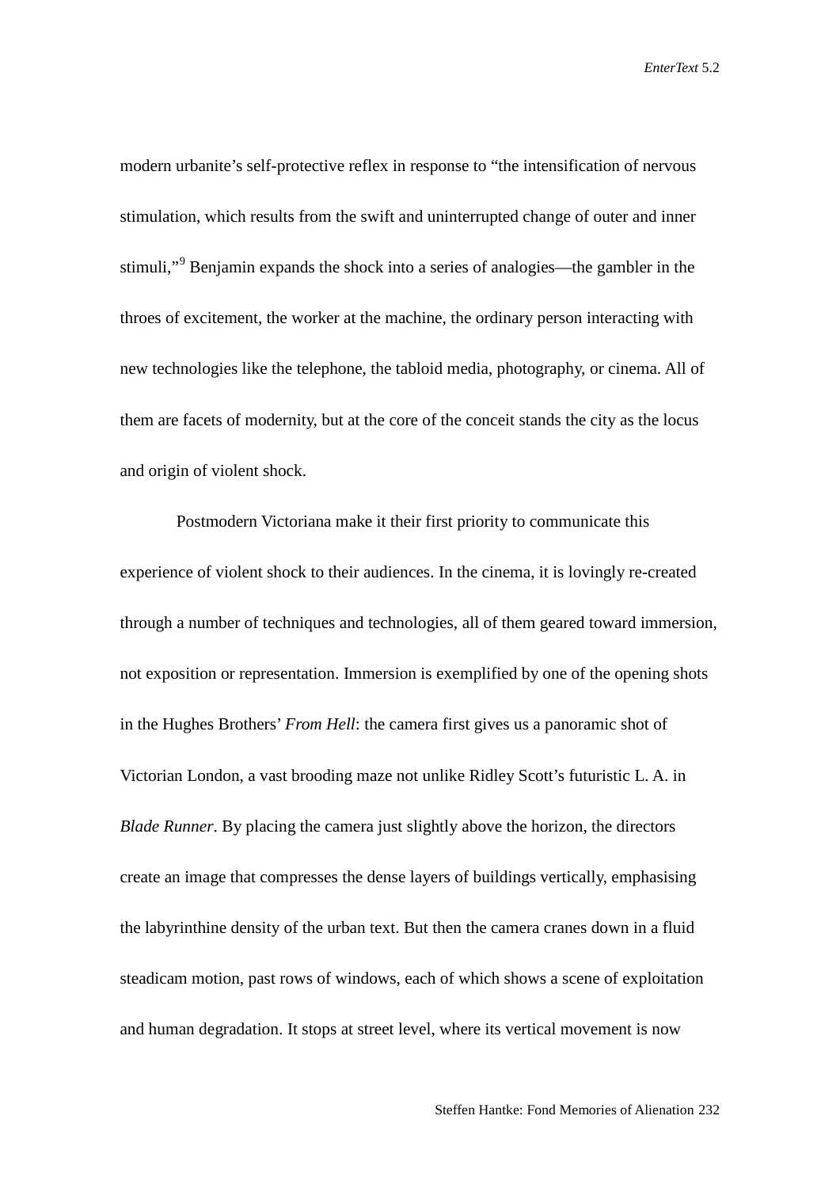modern urbanite's self-protective reflex in response to "the intensification of nervous stimulation, which results from the swift and uninterrupted change of outer and inner stimuli,"[9] Benjamin expands the shock into a series of analogies—the gambler in the throes of excitement, the worker at the machine, the ordinary person interacting with new technologies like the telephone, the tabloid media, photography, or cinema. All of them are facets of modernity, but at the core of the conceit stands the city as the locus and origin of violent shock.

Postmodern Victoriana make it their first priority to communicate this experience of violent shock to their audiences. In the cinema, it is lovingly re-created through a number of techniques and technologies, all of them geared toward immersion, not exposition or representation. Immersion is exemplified by one of the opening shots in the Hughes Brothers' *From Hell*: the camera first gives us a panoramic shot of Victorian London, a vast brooding maze not unlike Ridley Scott's futuristic L. A. in *Blade Runner*. By placing the camera just slightly above the horizon, the directors create an image that compresses the dense layers of buildings vertically, emphasising the labyrinthine density of the urban text. But then the camera cranes down in a fluid steadicam motion, past rows of windows, each of which shows a scene of exploitation and human degradation. It stops at street level, where its vertical movement is now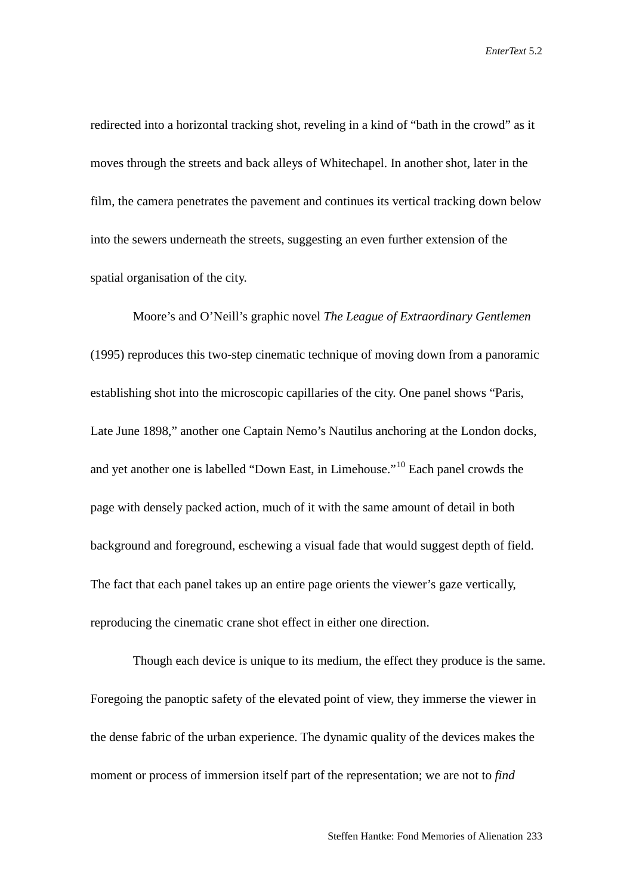redirected into a horizontal tracking shot, reveling in a kind of “bath in the crowd” as it moves through the streets and back alleys of Whitechapel. In another shot, later in the film, the camera penetrates the pavement and continues its vertical tracking down below into the sewers underneath the streets, suggesting an even further extension of the spatial organisation of the city.

Moore’s and O’Neill’s graphic novel *The League of Extraordinary Gentlemen* (1995) reproduces this two-step cinematic technique of moving down from a panoramic establishing shot into the microscopic capillaries of the city. One panel shows “Paris, Late June 1898,” another one Captain Nemo’s Nautilus anchoring at the London docks, and yet another one is labelled “Down East, in Limehouse.”[10] Each panel crowds the page with densely packed action, much of it with the same amount of detail in both background and foreground, eschewing a visual fade that would suggest depth of field. The fact that each panel takes up an entire page orients the viewer’s gaze vertically, reproducing the cinematic crane shot effect in either one direction.

Though each device is unique to its medium, the effect they produce is the same. Foregoing the panoptic safety of the elevated point of view, they immerse the viewer in the dense fabric of the urban experience. The dynamic quality of the devices makes the moment or process of immersion itself part of the representation; we are not to *find*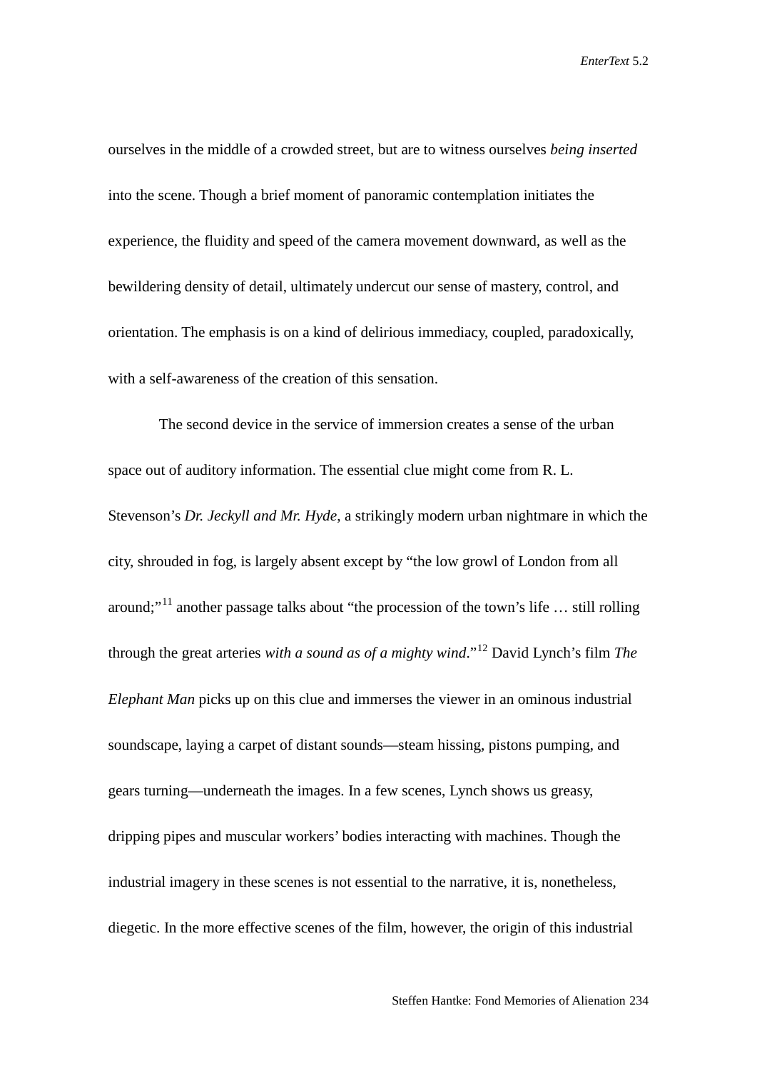ourselves in the middle of a crowded street, but are to witness ourselves *being inserted* into the scene. Though a brief moment of panoramic contemplation initiates the experience, the fluidity and speed of the camera movement downward, as well as the bewildering density of detail, ultimately undercut our sense of mastery, control, and orientation. The emphasis is on a kind of delirious immediacy, coupled, paradoxically, with a self-awareness of the creation of this sensation.

The second device in the service of immersion creates a sense of the urban space out of auditory information. The essential clue might come from R. L. Stevenson's *Dr. Jeckyll and Mr. Hyde*, a strikingly modern urban nightmare in which the city, shrouded in fog, is largely absent except by "the low growl of London from all around;"[11] another passage talks about "the procession of the town's life … still rolling through the great arteries *with a sound as of a mighty wind*."[12] David Lynch's film *The Elephant Man* picks up on this clue and immerses the viewer in an ominous industrial soundscape, laying a carpet of distant sounds—steam hissing, pistons pumping, and gears turning—underneath the images. In a few scenes, Lynch shows us greasy, dripping pipes and muscular workers' bodies interacting with machines. Though the industrial imagery in these scenes is not essential to the narrative, it is, nonetheless, diegetic. In the more effective scenes of the film, however, the origin of this industrial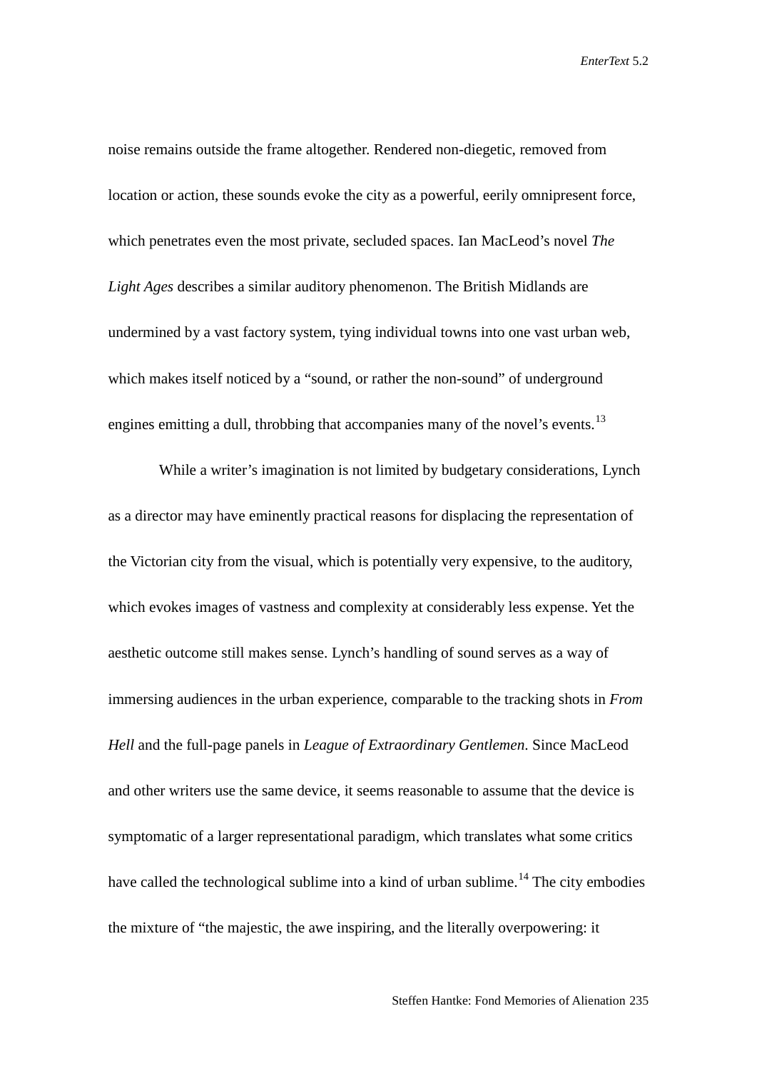noise remains outside the frame altogether. Rendered non-diegetic, removed from location or action, these sounds evoke the city as a powerful, eerily omnipresent force, which penetrates even the most private, secluded spaces. Ian MacLeod's novel *The Light Ages* describes a similar auditory phenomenon. The British Midlands are undermined by a vast factory system, tying individual towns into one vast urban web, which makes itself noticed by a "sound, or rather the non-sound" of underground engines emitting a dull, throbbing that accompanies many of the novel's events.[13]

While a writer's imagination is not limited by budgetary considerations, Lynch as a director may have eminently practical reasons for displacing the representation of the Victorian city from the visual, which is potentially very expensive, to the auditory, which evokes images of vastness and complexity at considerably less expense. Yet the aesthetic outcome still makes sense. Lynch's handling of sound serves as a way of immersing audiences in the urban experience, comparable to the tracking shots in *From Hell* and the full-page panels in *League of Extraordinary Gentlemen*. Since MacLeod and other writers use the same device, it seems reasonable to assume that the device is symptomatic of a larger representational paradigm, which translates what some critics have called the technological sublime into a kind of urban sublime.[14] The city embodies the mixture of "the majestic, the awe inspiring, and the literally overpowering: it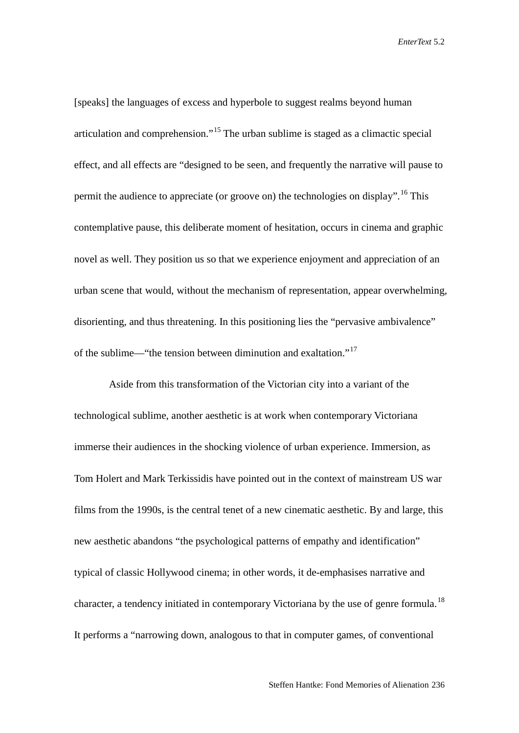[speaks] the languages of excess and hyperbole to suggest realms beyond human articulation and comprehension."[15] The urban sublime is staged as a climactic special effect, and all effects are "designed to be seen, and frequently the narrative will pause to permit the audience to appreciate (or groove on) the technologies on display".[16] This contemplative pause, this deliberate moment of hesitation, occurs in cinema and graphic novel as well. They position us so that we experience enjoyment and appreciation of an urban scene that would, without the mechanism of representation, appear overwhelming, disorienting, and thus threatening. In this positioning lies the "pervasive ambivalence" of the sublime—"the tension between diminution and exaltation."[17]

Aside from this transformation of the Victorian city into a variant of the technological sublime, another aesthetic is at work when contemporary Victoriana immerse their audiences in the shocking violence of urban experience. Immersion, as Tom Holert and Mark Terkissidis have pointed out in the context of mainstream US war films from the 1990s, is the central tenet of a new cinematic aesthetic. By and large, this new aesthetic abandons "the psychological patterns of empathy and identification" typical of classic Hollywood cinema; in other words, it de-emphasises narrative and character, a tendency initiated in contemporary Victoriana by the use of genre formula.[18] It performs a "narrowing down, analogous to that in computer games, of conventional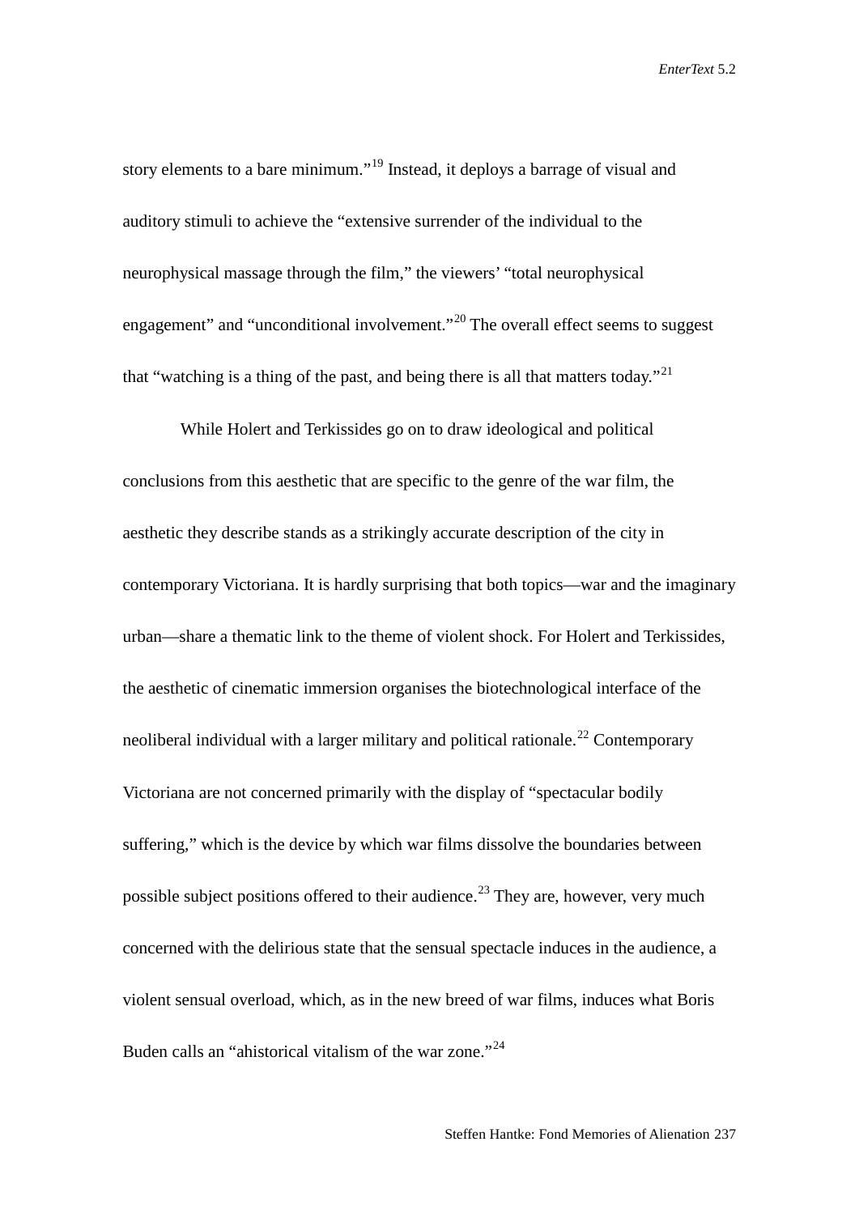story elements to a bare minimum."[19] Instead, it deploys a barrage of visual and auditory stimuli to achieve the "extensive surrender of the individual to the neurophysical massage through the film," the viewers' "total neurophysical engagement" and "unconditional involvement."[20] The overall effect seems to suggest that "watching is a thing of the past, and being there is all that matters today."[21]

While Holert and Terkissides go on to draw ideological and political conclusions from this aesthetic that are specific to the genre of the war film, the aesthetic they describe stands as a strikingly accurate description of the city in contemporary Victoriana. It is hardly surprising that both topics—war and the imaginary urban—share a thematic link to the theme of violent shock. For Holert and Terkissides, the aesthetic of cinematic immersion organises the biotechnological interface of the neoliberal individual with a larger military and political rationale.[22] Contemporary Victoriana are not concerned primarily with the display of "spectacular bodily suffering," which is the device by which war films dissolve the boundaries between possible subject positions offered to their audience.[23] They are, however, very much concerned with the delirious state that the sensual spectacle induces in the audience, a violent sensual overload, which, as in the new breed of war films, induces what Boris Buden calls an "ahistorical vitalism of the war zone."[24]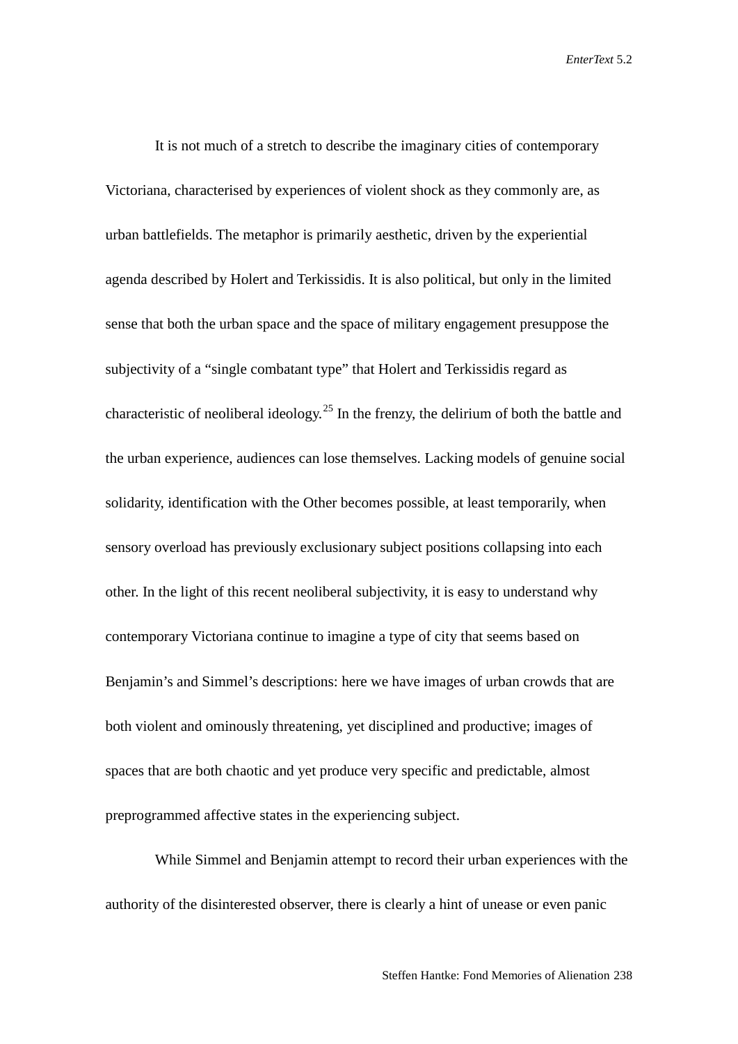It is not much of a stretch to describe the imaginary cities of contemporary Victoriana, characterised by experiences of violent shock as they commonly are, as urban battlefields. The metaphor is primarily aesthetic, driven by the experiential agenda described by Holert and Terkissidis. It is also political, but only in the limited sense that both the urban space and the space of military engagement presuppose the subjectivity of a "single combatant type" that Holert and Terkissidis regard as characteristic of neoliberal ideology.[25] In the frenzy, the delirium of both the battle and the urban experience, audiences can lose themselves. Lacking models of genuine social solidarity, identification with the Other becomes possible, at least temporarily, when sensory overload has previously exclusionary subject positions collapsing into each other. In the light of this recent neoliberal subjectivity, it is easy to understand why contemporary Victoriana continue to imagine a type of city that seems based on Benjamin's and Simmel's descriptions: here we have images of urban crowds that are both violent and ominously threatening, yet disciplined and productive; images of spaces that are both chaotic and yet produce very specific and predictable, almost preprogrammed affective states in the experiencing subject.

While Simmel and Benjamin attempt to record their urban experiences with the authority of the disinterested observer, there is clearly a hint of unease or even panic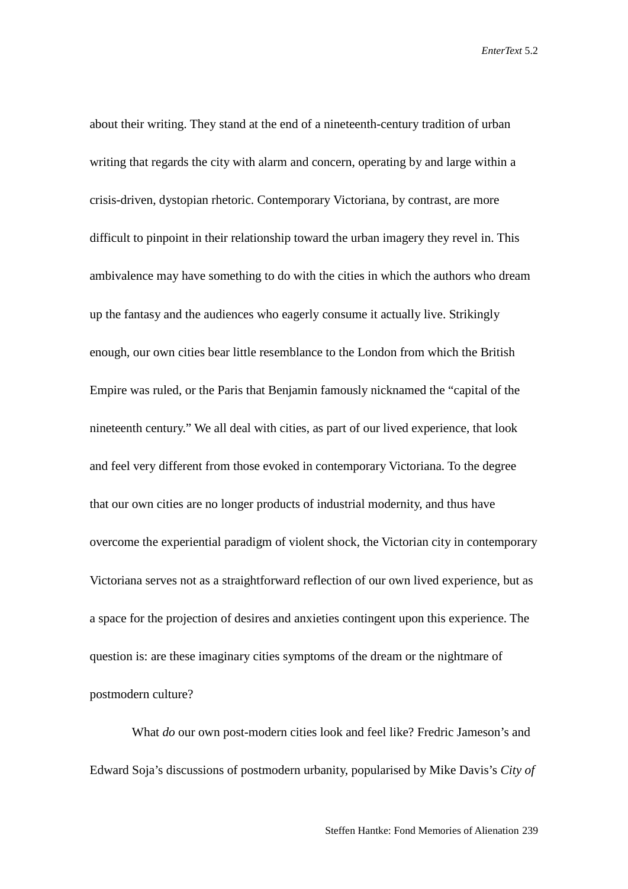about their writing. They stand at the end of a nineteenth-century tradition of urban writing that regards the city with alarm and concern, operating by and large within a crisis-driven, dystopian rhetoric. Contemporary Victoriana, by contrast, are more difficult to pinpoint in their relationship toward the urban imagery they revel in. This ambivalence may have something to do with the cities in which the authors who dream up the fantasy and the audiences who eagerly consume it actually live. Strikingly enough, our own cities bear little resemblance to the London from which the British Empire was ruled, or the Paris that Benjamin famously nicknamed the "capital of the nineteenth century." We all deal with cities, as part of our lived experience, that look and feel very different from those evoked in contemporary Victoriana. To the degree that our own cities are no longer products of industrial modernity, and thus have overcome the experiential paradigm of violent shock, the Victorian city in contemporary Victoriana serves not as a straightforward reflection of our own lived experience, but as a space for the projection of desires and anxieties contingent upon this experience. The question is: are these imaginary cities symptoms of the dream or the nightmare of postmodern culture?

What *do* our own post-modern cities look and feel like? Fredric Jameson's and Edward Soja's discussions of postmodern urbanity, popularised by Mike Davis's *City of*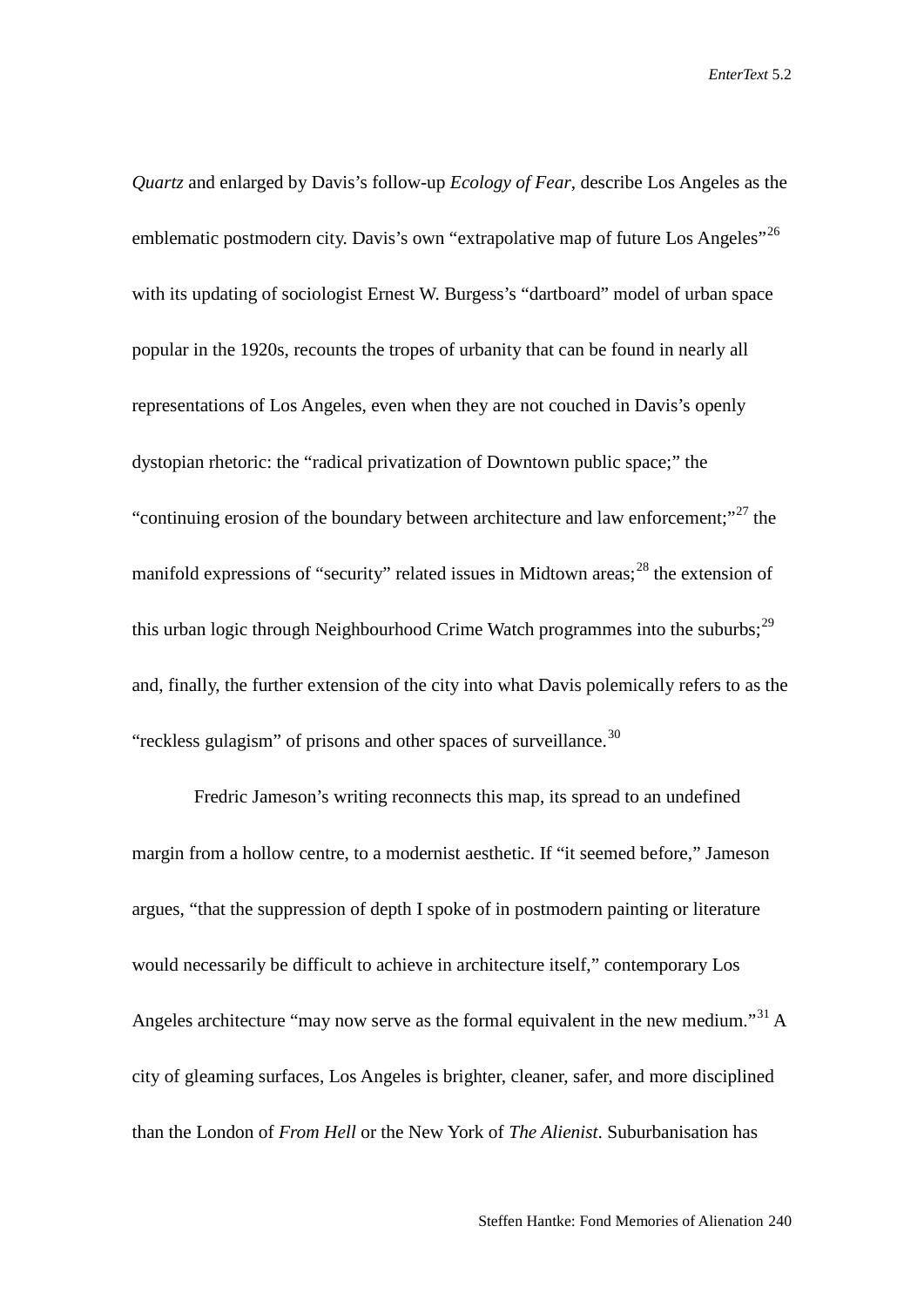*Quartz* and enlarged by Davis's follow-up *Ecology of Fear*, describe Los Angeles as the emblematic postmodern city. Davis's own "extrapolative map of future Los Angeles"[26] with its updating of sociologist Ernest W. Burgess's "dartboard" model of urban space popular in the 1920s, recounts the tropes of urbanity that can be found in nearly all representations of Los Angeles, even when they are not couched in Davis's openly dystopian rhetoric: the "radical privatization of Downtown public space;" the "continuing erosion of the boundary between architecture and law enforcement;"[27] the manifold expressions of "security" related issues in Midtown areas;[28] the extension of this urban logic through Neighbourhood Crime Watch programmes into the suburbs;[29] and, finally, the further extension of the city into what Davis polemically refers to as the "reckless gulagism" of prisons and other spaces of surveillance.[30]

Fredric Jameson's writing reconnects this map, its spread to an undefined margin from a hollow centre, to a modernist aesthetic. If "it seemed before," Jameson argues, "that the suppression of depth I spoke of in postmodern painting or literature would necessarily be difficult to achieve in architecture itself," contemporary Los Angeles architecture "may now serve as the formal equivalent in the new medium."[31] A city of gleaming surfaces, Los Angeles is brighter, cleaner, safer, and more disciplined than the London of *From Hell* or the New York of *The Alienist*. Suburbanisation has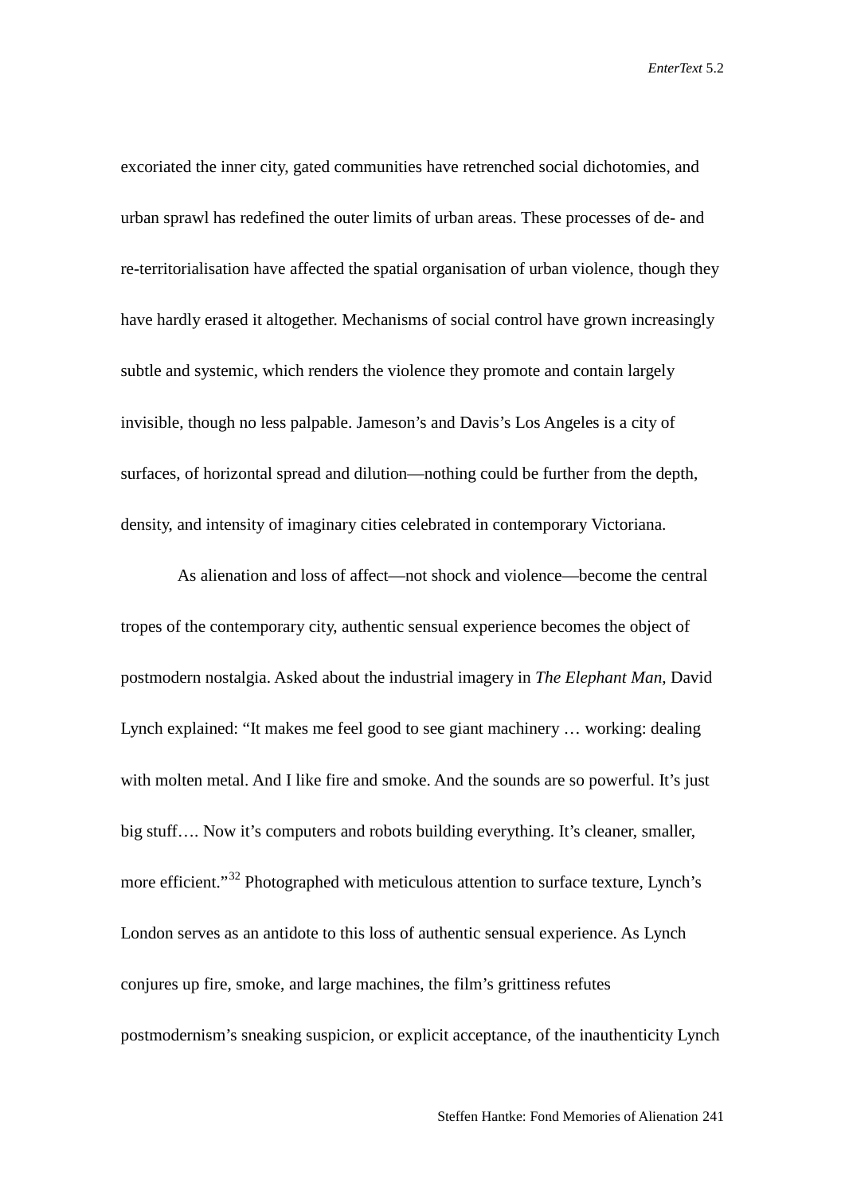excoriated the inner city, gated communities have retrenched social dichotomies, and urban sprawl has redefined the outer limits of urban areas. These processes of de- and re-territorialisation have affected the spatial organisation of urban violence, though they have hardly erased it altogether. Mechanisms of social control have grown increasingly subtle and systemic, which renders the violence they promote and contain largely invisible, though no less palpable. Jameson's and Davis's Los Angeles is a city of surfaces, of horizontal spread and dilution—nothing could be further from the depth, density, and intensity of imaginary cities celebrated in contemporary Victoriana.

As alienation and loss of affect—not shock and violence—become the central tropes of the contemporary city, authentic sensual experience becomes the object of postmodern nostalgia. Asked about the industrial imagery in *The Elephant Man*, David Lynch explained: "It makes me feel good to see giant machinery … working: dealing with molten metal. And I like fire and smoke. And the sounds are so powerful. It's just big stuff…. Now it's computers and robots building everything. It's cleaner, smaller, more efficient."[32] Photographed with meticulous attention to surface texture, Lynch's London serves as an antidote to this loss of authentic sensual experience. As Lynch conjures up fire, smoke, and large machines, the film's grittiness refutes postmodernism's sneaking suspicion, or explicit acceptance, of the inauthenticity Lynch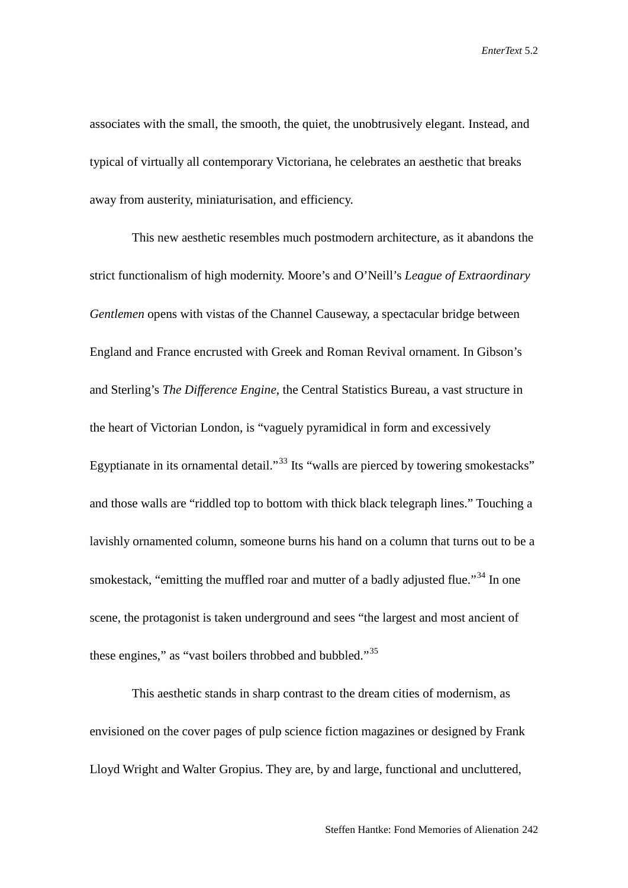associates with the small, the smooth, the quiet, the unobtrusively elegant. Instead, and typical of virtually all contemporary Victoriana, he celebrates an aesthetic that breaks away from austerity, miniaturisation, and efficiency.

This new aesthetic resembles much postmodern architecture, as it abandons the strict functionalism of high modernity. Moore's and O'Neill's *League of Extraordinary Gentlemen* opens with vistas of the Channel Causeway, a spectacular bridge between England and France encrusted with Greek and Roman Revival ornament. In Gibson's and Sterling's *The Difference Engine*, the Central Statistics Bureau, a vast structure in the heart of Victorian London, is "vaguely pyramidical in form and excessively Egyptianate in its ornamental detail."[33] Its "walls are pierced by towering smokestacks" and those walls are "riddled top to bottom with thick black telegraph lines." Touching a lavishly ornamented column, someone burns his hand on a column that turns out to be a smokestack, "emitting the muffled roar and mutter of a badly adjusted flue."[34] In one scene, the protagonist is taken underground and sees "the largest and most ancient of these engines," as "vast boilers throbbed and bubbled."[35]

This aesthetic stands in sharp contrast to the dream cities of modernism, as envisioned on the cover pages of pulp science fiction magazines or designed by Frank Lloyd Wright and Walter Gropius. They are, by and large, functional and uncluttered,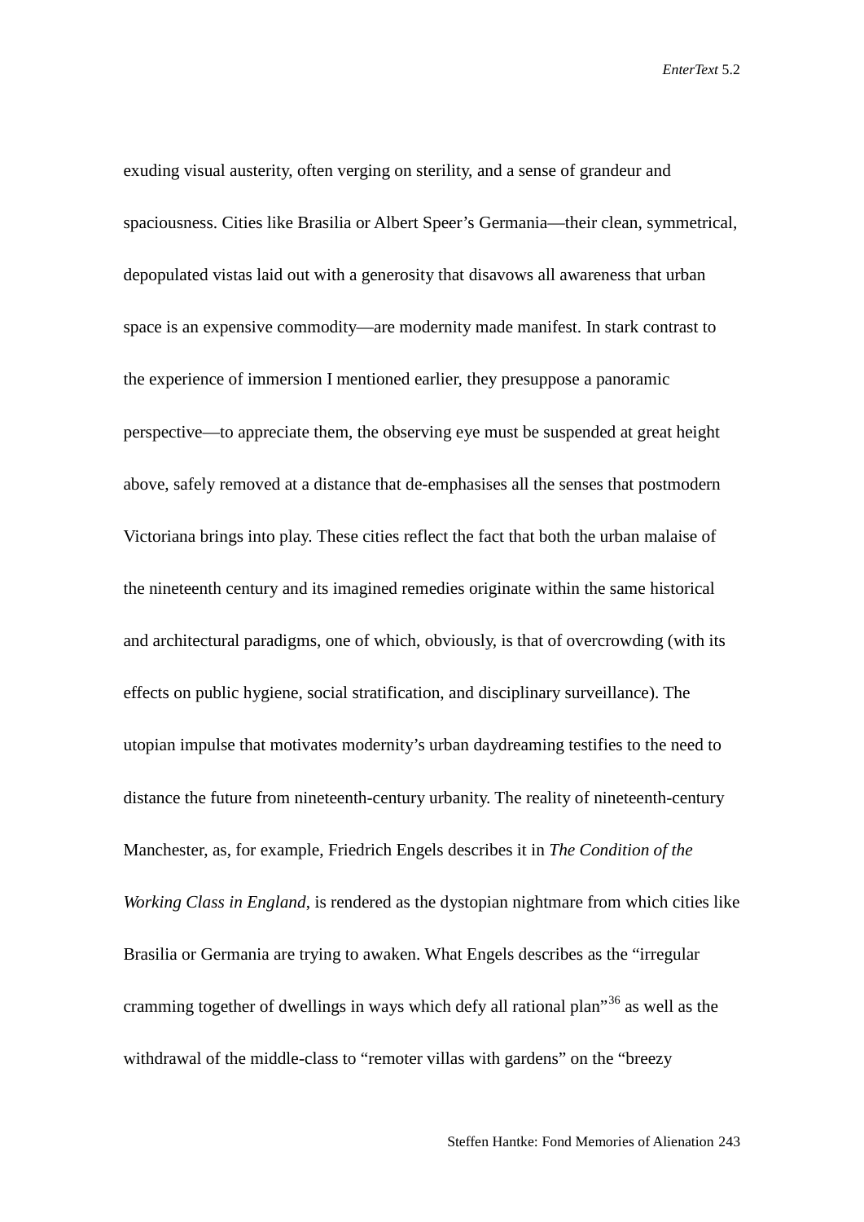exuding visual austerity, often verging on sterility, and a sense of grandeur and spaciousness. Cities like Brasilia or Albert Speer's Germania—their clean, symmetrical, depopulated vistas laid out with a generosity that disavows all awareness that urban space is an expensive commodity—are modernity made manifest. In stark contrast to the experience of immersion I mentioned earlier, they presuppose a panoramic perspective—to appreciate them, the observing eye must be suspended at great height above, safely removed at a distance that de-emphasises all the senses that postmodern Victoriana brings into play. These cities reflect the fact that both the urban malaise of the nineteenth century and its imagined remedies originate within the same historical and architectural paradigms, one of which, obviously, is that of overcrowding (with its effects on public hygiene, social stratification, and disciplinary surveillance). The utopian impulse that motivates modernity's urban daydreaming testifies to the need to distance the future from nineteenth-century urbanity. The reality of nineteenth-century Manchester, as, for example, Friedrich Engels describes it in *The Condition of the Working Class in England*, is rendered as the dystopian nightmare from which cities like Brasilia or Germania are trying to awaken. What Engels describes as the "irregular cramming together of dwellings in ways which defy all rational plan"[36] as well as the withdrawal of the middle-class to "remoter villas with gardens" on the "breezy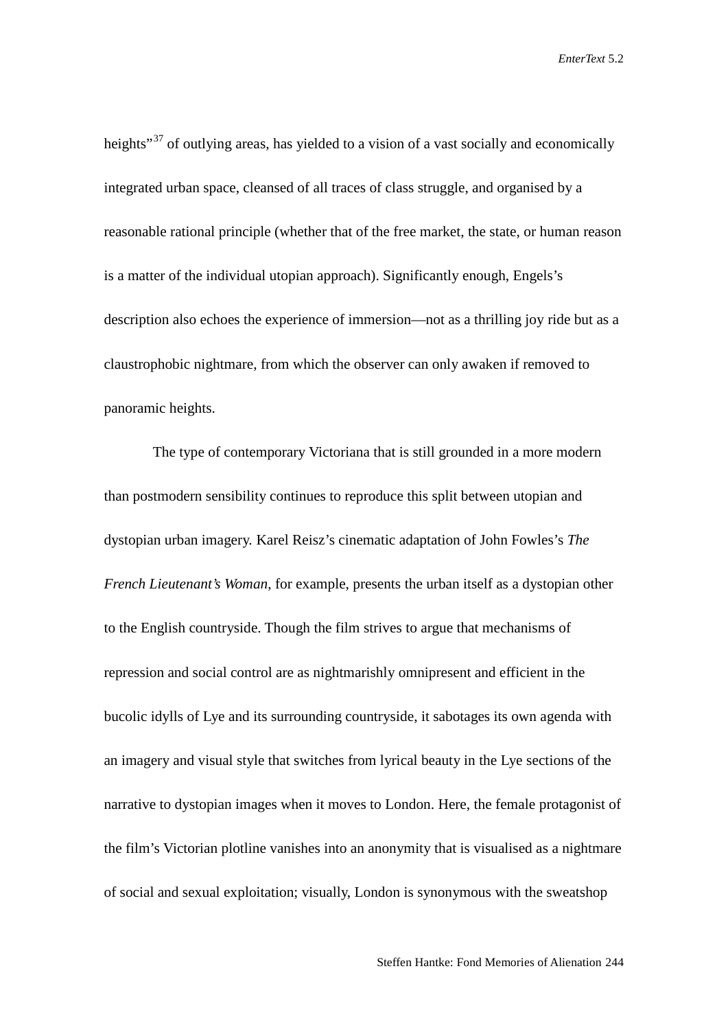heights"[37] of outlying areas, has yielded to a vision of a vast socially and economically integrated urban space, cleansed of all traces of class struggle, and organised by a reasonable rational principle (whether that of the free market, the state, or human reason is a matter of the individual utopian approach). Significantly enough, Engels's description also echoes the experience of immersion—not as a thrilling joy ride but as a claustrophobic nightmare, from which the observer can only awaken if removed to panoramic heights.

The type of contemporary Victoriana that is still grounded in a more modern than postmodern sensibility continues to reproduce this split between utopian and dystopian urban imagery. Karel Reisz's cinematic adaptation of John Fowles's *The French Lieutenant's Woman*, for example, presents the urban itself as a dystopian other to the English countryside. Though the film strives to argue that mechanisms of repression and social control are as nightmarishly omnipresent and efficient in the bucolic idylls of Lye and its surrounding countryside, it sabotages its own agenda with an imagery and visual style that switches from lyrical beauty in the Lye sections of the narrative to dystopian images when it moves to London. Here, the female protagonist of the film's Victorian plotline vanishes into an anonymity that is visualised as a nightmare of social and sexual exploitation; visually, London is synonymous with the sweatshop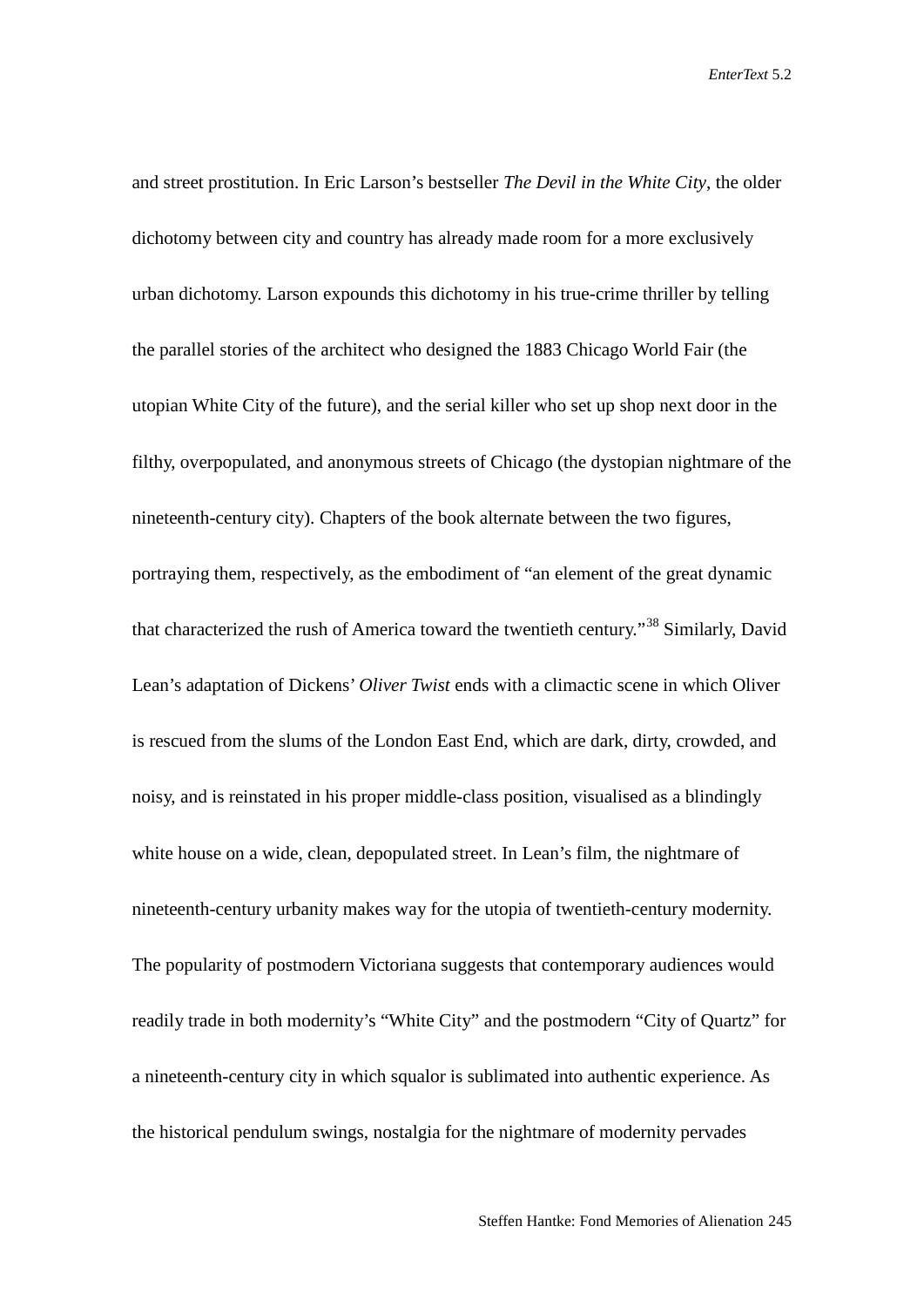and street prostitution. In Eric Larson's bestseller *The Devil in the White City*, the older dichotomy between city and country has already made room for a more exclusively urban dichotomy. Larson expounds this dichotomy in his true-crime thriller by telling the parallel stories of the architect who designed the 1883 Chicago World Fair (the utopian White City of the future), and the serial killer who set up shop next door in the filthy, overpopulated, and anonymous streets of Chicago (the dystopian nightmare of the nineteenth-century city). Chapters of the book alternate between the two figures, portraying them, respectively, as the embodiment of "an element of the great dynamic that characterized the rush of America toward the twentieth century."[38] Similarly, David Lean's adaptation of Dickens' *Oliver Twist* ends with a climactic scene in which Oliver is rescued from the slums of the London East End, which are dark, dirty, crowded, and noisy, and is reinstated in his proper middle-class position, visualised as a blindingly white house on a wide, clean, depopulated street. In Lean's film, the nightmare of nineteenth-century urbanity makes way for the utopia of twentieth-century modernity. The popularity of postmodern Victoriana suggests that contemporary audiences would readily trade in both modernity's "White City" and the postmodern "City of Quartz" for a nineteenth-century city in which squalor is sublimated into authentic experience. As the historical pendulum swings, nostalgia for the nightmare of modernity pervades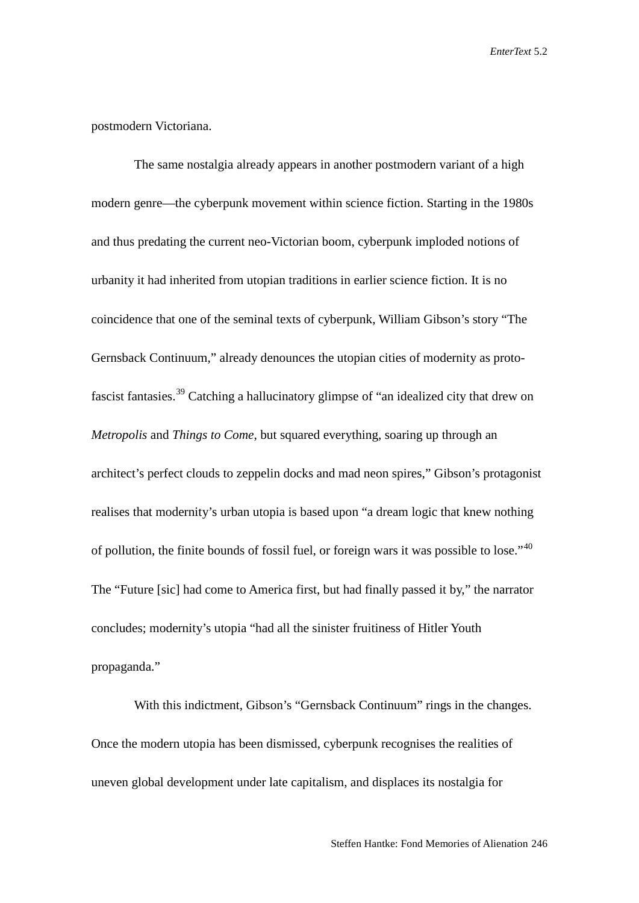postmodern Victoriana.

The same nostalgia already appears in another postmodern variant of a high modern genre—the cyberpunk movement within science fiction. Starting in the 1980s and thus predating the current neo-Victorian boom, cyberpunk imploded notions of urbanity it had inherited from utopian traditions in earlier science fiction. It is no coincidence that one of the seminal texts of cyberpunk, William Gibson's story "The Gernsback Continuum," already denounces the utopian cities of modernity as proto-fascist fantasies.[39] Catching a hallucinatory glimpse of "an idealized city that drew on *Metropolis* and *Things to Come*, but squared everything, soaring up through an architect's perfect clouds to zeppelin docks and mad neon spires," Gibson's protagonist realises that modernity's urban utopia is based upon "a dream logic that knew nothing of pollution, the finite bounds of fossil fuel, or foreign wars it was possible to lose."[40] The "Future [sic] had come to America first, but had finally passed it by," the narrator concludes; modernity's utopia "had all the sinister fruitiness of Hitler Youth propaganda."

With this indictment, Gibson's "Gernsback Continuum" rings in the changes. Once the modern utopia has been dismissed, cyberpunk recognises the realities of uneven global development under late capitalism, and displaces its nostalgia for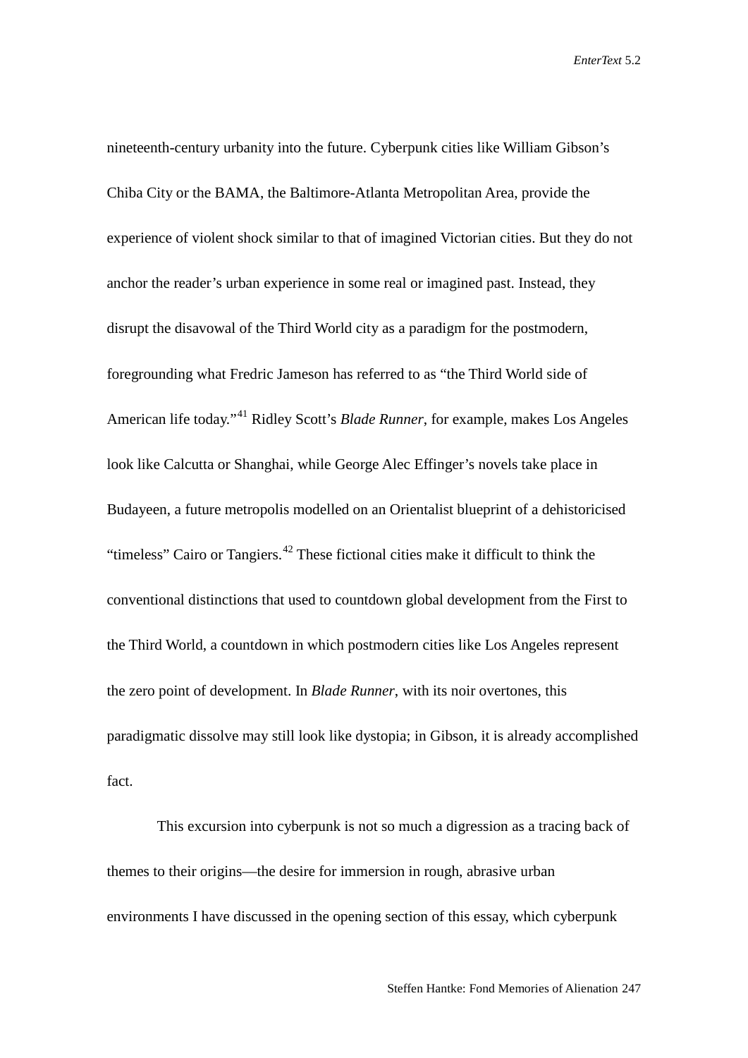nineteenth-century urbanity into the future. Cyberpunk cities like William Gibson's Chiba City or the BAMA, the Baltimore-Atlanta Metropolitan Area, provide the experience of violent shock similar to that of imagined Victorian cities. But they do not anchor the reader's urban experience in some real or imagined past. Instead, they disrupt the disavowal of the Third World city as a paradigm for the postmodern, foregrounding what Fredric Jameson has referred to as "the Third World side of American life today."[41] Ridley Scott's *Blade Runner*, for example, makes Los Angeles look like Calcutta or Shanghai, while George Alec Effinger's novels take place in Budayeen, a future metropolis modelled on an Orientalist blueprint of a dehistoricised "timeless" Cairo or Tangiers.[42] These fictional cities make it difficult to think the conventional distinctions that used to countdown global development from the First to the Third World, a countdown in which postmodern cities like Los Angeles represent the zero point of development. In *Blade Runner*, with its noir overtones, this paradigmatic dissolve may still look like dystopia; in Gibson, it is already accomplished fact.

This excursion into cyberpunk is not so much a digression as a tracing back of themes to their origins—the desire for immersion in rough, abrasive urban environments I have discussed in the opening section of this essay, which cyberpunk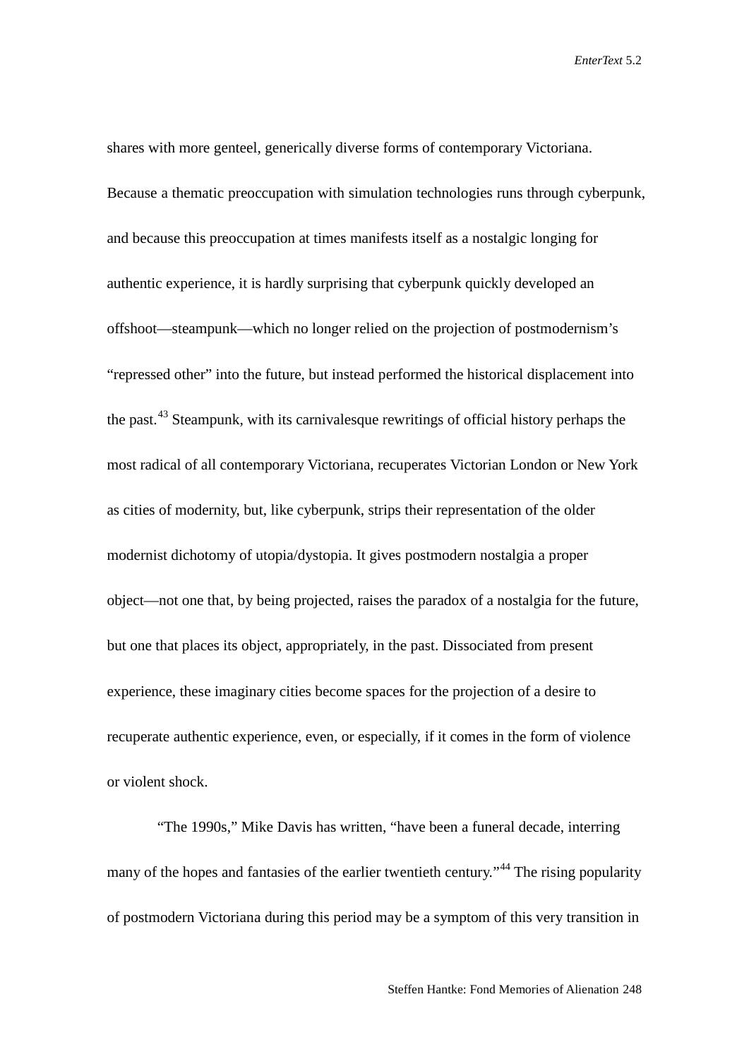shares with more genteel, generically diverse forms of contemporary Victoriana. Because a thematic preoccupation with simulation technologies runs through cyberpunk, and because this preoccupation at times manifests itself as a nostalgic longing for authentic experience, it is hardly surprising that cyberpunk quickly developed an offshoot—steampunk—which no longer relied on the projection of postmodernism's "repressed other" into the future, but instead performed the historical displacement into the past.[43] Steampunk, with its carnivalesque rewritings of official history perhaps the most radical of all contemporary Victoriana, recuperates Victorian London or New York as cities of modernity, but, like cyberpunk, strips their representation of the older modernist dichotomy of utopia/dystopia. It gives postmodern nostalgia a proper object—not one that, by being projected, raises the paradox of a nostalgia for the future, but one that places its object, appropriately, in the past. Dissociated from present experience, these imaginary cities become spaces for the projection of a desire to recuperate authentic experience, even, or especially, if it comes in the form of violence or violent shock.

"The 1990s," Mike Davis has written, "have been a funeral decade, interring many of the hopes and fantasies of the earlier twentieth century."[44] The rising popularity of postmodern Victoriana during this period may be a symptom of this very transition in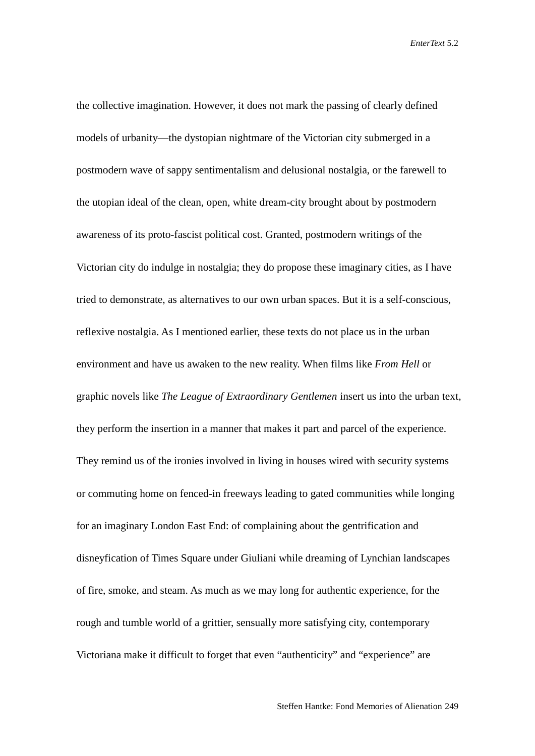the collective imagination. However, it does not mark the passing of clearly defined models of urbanity—the dystopian nightmare of the Victorian city submerged in a postmodern wave of sappy sentimentalism and delusional nostalgia, or the farewell to the utopian ideal of the clean, open, white dream-city brought about by postmodern awareness of its proto-fascist political cost. Granted, postmodern writings of the Victorian city do indulge in nostalgia; they do propose these imaginary cities, as I have tried to demonstrate, as alternatives to our own urban spaces. But it is a self-conscious, reflexive nostalgia. As I mentioned earlier, these texts do not place us in the urban environment and have us awaken to the new reality. When films like *From Hell* or graphic novels like *The League of Extraordinary Gentlemen* insert us into the urban text, they perform the insertion in a manner that makes it part and parcel of the experience. They remind us of the ironies involved in living in houses wired with security systems or commuting home on fenced-in freeways leading to gated communities while longing for an imaginary London East End: of complaining about the gentrification and disneyfication of Times Square under Giuliani while dreaming of Lynchian landscapes of fire, smoke, and steam. As much as we may long for authentic experience, for the rough and tumble world of a grittier, sensually more satisfying city, contemporary Victoriana make it difficult to forget that even "authenticity" and "experience" are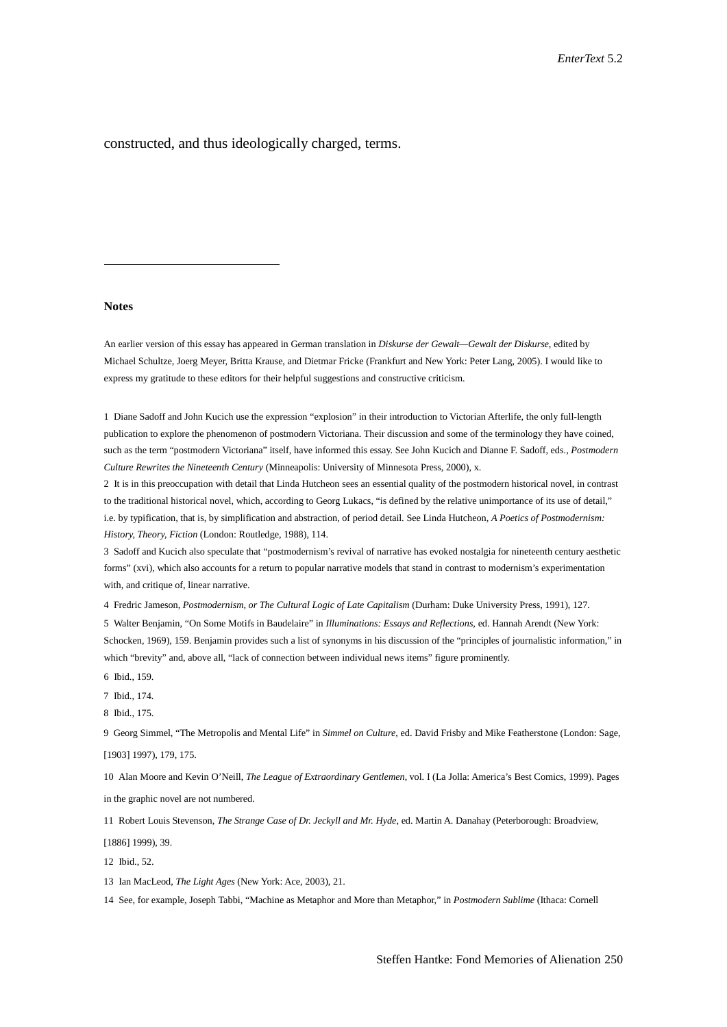constructed, and thus ideologically charged, terms.

---

**Notes**

An earlier version of this essay has appeared in German translation in *Diskurse der Gewalt—Gewalt der Diskurse*, edited by Michael Schultze, Joerg Meyer, Britta Krause, and Dietmar Fricke (Frankfurt and New York: Peter Lang, 2005). I would like to express my gratitude to these editors for their helpful suggestions and constructive criticism.

1 Diane Sadoff and John Kucich use the expression "explosion" in their introduction to Victorian Afterlife, the only full-length publication to explore the phenomenon of postmodern Victoriana. Their discussion and some of the terminology they have coined, such as the term "postmodern Victoriana" itself, have informed this essay. See John Kucich and Dianne F. Sadoff, eds., *Postmodern Culture Rewrites the Nineteenth Century* (Minneapolis: University of Minnesota Press, 2000), x.

2 It is in this preoccupation with detail that Linda Hutcheon sees an essential quality of the postmodern historical novel, in contrast to the traditional historical novel, which, according to Georg Lukacs, "is defined by the relative unimportance of its use of detail," i.e. by typification, that is, by simplification and abstraction, of period detail. See Linda Hutcheon, *A Poetics of Postmodernism: History, Theory, Fiction* (London: Routledge, 1988), 114.

3 Sadoff and Kucich also speculate that "postmodernism's revival of narrative has evoked nostalgia for nineteenth century aesthetic forms" (xvi), which also accounts for a return to popular narrative models that stand in contrast to modernism's experimentation with, and critique of, linear narrative.

4 Fredric Jameson, *Postmodernism, or The Cultural Logic of Late Capitalism* (Durham: Duke University Press, 1991), 127.

5 Walter Benjamin, "On Some Motifs in Baudelaire" in *Illuminations: Essays and Reflections*, ed. Hannah Arendt (New York: Schocken, 1969), 159. Benjamin provides such a list of synonyms in his discussion of the "principles of journalistic information," in which "brevity" and, above all, "lack of connection between individual news items" figure prominently.

6 Ibid., 159.

7 Ibid., 174.

8 Ibid., 175.

9 Georg Simmel, "The Metropolis and Mental Life" in *Simmel on Culture*, ed. David Frisby and Mike Featherstone (London: Sage, [1903] 1997), 179, 175.

10 Alan Moore and Kevin O'Neill, *The League of Extraordinary Gentlemen*, vol. I (La Jolla: America's Best Comics, 1999). Pages in the graphic novel are not numbered.

11 Robert Louis Stevenson, *The Strange Case of Dr. Jeckyll and Mr. Hyde*, ed. Martin A. Danahay (Peterborough: Broadview, [1886] 1999), 39.

12 Ibid., 52.

13 Ian MacLeod, *The Light Ages* (New York: Ace, 2003), 21.

14 See, for example, Joseph Tabbi, "Machine as Metaphor and More than Metaphor," in *Postmodern Sublime* (Ithaca: Cornell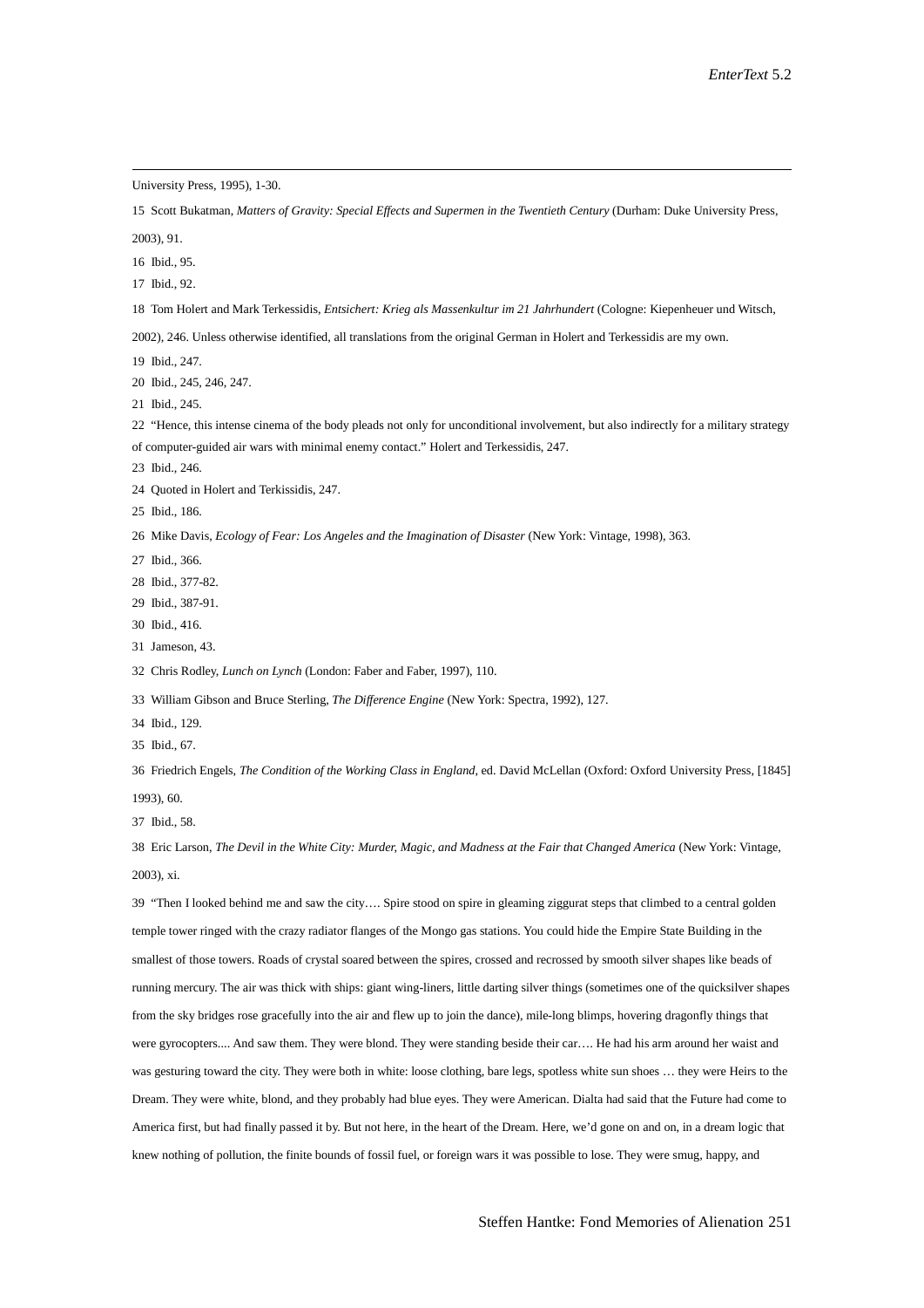University Press, 1995), 1-30.

15 Scott Bukatman, *Matters of Gravity: Special Effects and Supermen in the Twentieth Century* (Durham: Duke University Press, 2003), 91.

16 Ibid., 95.

17 Ibid., 92.

18 Tom Holert and Mark Terkessidis, *Entsichert: Krieg als Massenkultur im 21 Jahrhundert* (Cologne: Kiepenheuer und Witsch, 2002), 246. Unless otherwise identified, all translations from the original German in Holert and Terkessidis are my own.

19 Ibid., 247.

20 Ibid., 245, 246, 247.

21 Ibid., 245.

22 "Hence, this intense cinema of the body pleads not only for unconditional involvement, but also indirectly for a military strategy of computer-guided air wars with minimal enemy contact." Holert and Terkessidis, 247.

23 Ibid., 246.

24 Quoted in Holert and Terkissidis, 247.

25 Ibid., 186.

26 Mike Davis, *Ecology of Fear: Los Angeles and the Imagination of Disaster* (New York: Vintage, 1998), 363.

27 Ibid., 366.

28 Ibid., 377-82.

29 Ibid., 387-91.

30 Ibid., 416.

31 Jameson, 43.

32 Chris Rodley, *Lunch on Lynch* (London: Faber and Faber, 1997), 110.

33 William Gibson and Bruce Sterling, *The Difference Engine* (New York: Spectra, 1992), 127.

34 Ibid., 129.

35 Ibid., 67.

36 Friedrich Engels, *The Condition of the Working Class in England*, ed. David McLellan (Oxford: Oxford University Press, [1845] 1993), 60.

37 Ibid., 58.

38 Eric Larson, *The Devil in the White City: Murder, Magic, and Madness at the Fair that Changed America* (New York: Vintage, 2003), xi.

39 "Then I looked behind me and saw the city…. Spire stood on spire in gleaming ziggurat steps that climbed to a central golden temple tower ringed with the crazy radiator flanges of the Mongo gas stations. You could hide the Empire State Building in the smallest of those towers. Roads of crystal soared between the spires, crossed and recrossed by smooth silver shapes like beads of running mercury. The air was thick with ships: giant wing-liners, little darting silver things (sometimes one of the quicksilver shapes from the sky bridges rose gracefully into the air and flew up to join the dance), mile-long blimps, hovering dragonfly things that were gyrocopters.... And saw them. They were blond. They were standing beside their car…. He had his arm around her waist and was gesturing toward the city. They were both in white: loose clothing, bare legs, spotless white sun shoes … they were Heirs to the Dream. They were white, blond, and they probably had blue eyes. They were American. Dialta had said that the Future had come to America first, but had finally passed it by. But not here, in the heart of the Dream. Here, we'd gone on and on, in a dream logic that knew nothing of pollution, the finite bounds of fossil fuel, or foreign wars it was possible to lose. They were smug, happy, and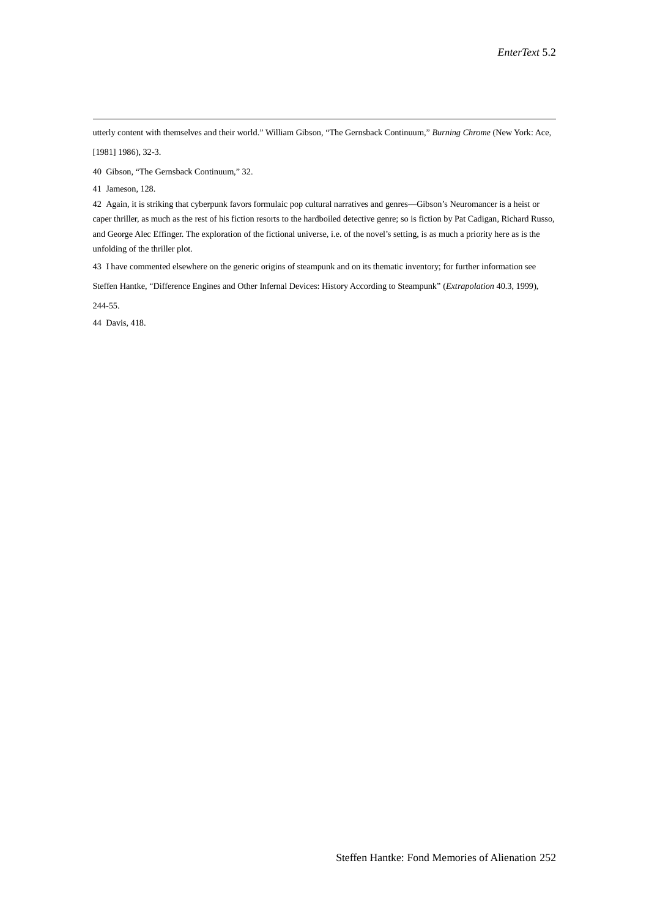utterly content with themselves and their world." William Gibson, "The Gernsback Continuum," *Burning Chrome* (New York: Ace, [1981] 1986), 32-3.

40 Gibson, "The Gernsback Continuum," 32.

41 Jameson, 128.

42 Again, it is striking that cyberpunk favors formulaic pop cultural narratives and genres—Gibson's Neuromancer is a heist or caper thriller, as much as the rest of his fiction resorts to the hardboiled detective genre; so is fiction by Pat Cadigan, Richard Russo, and George Alec Effinger. The exploration of the fictional universe, i.e. of the novel's setting, is as much a priority here as is the unfolding of the thriller plot.

43 I have commented elsewhere on the generic origins of steampunk and on its thematic inventory; for further information see Steffen Hantke, "Difference Engines and Other Infernal Devices: History According to Steampunk" (*Extrapolation* 40.3, 1999), 244-55.

44 Davis, 418.